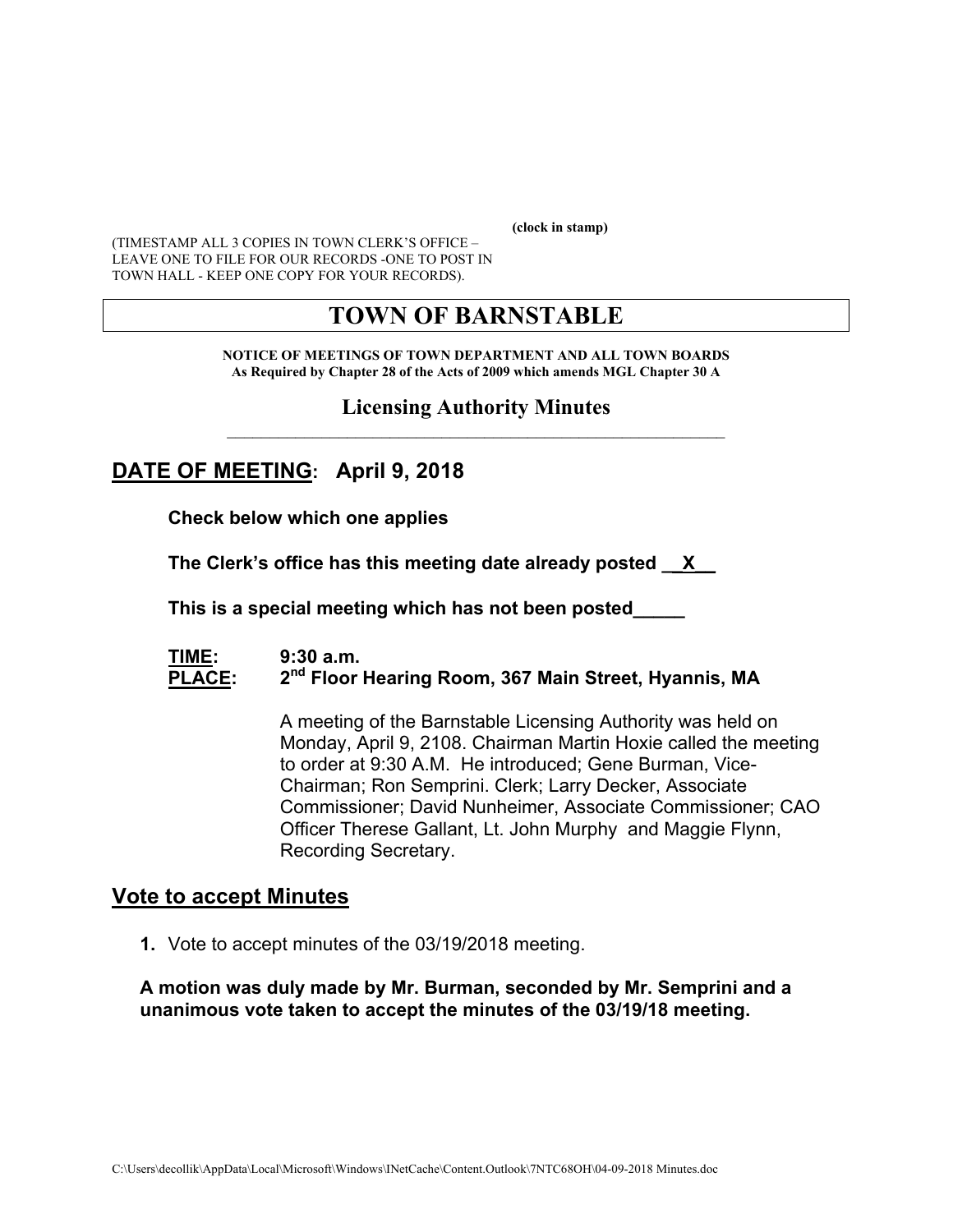(clock in stamp)

(TIMESTAMP ALL 3 COPIES IN TOWN CLERK'S OFFICE – LEAVE ONE TO FILE FOR OUR RECORDS -ONE TO POST IN TOWN HALL - KEEP ONE COPY FOR YOUR RECORDS).

# TOWN OF BARNSTABLE

**NOTICE OF MEETINGS OF TOWN DEPARTMENT AND ALL TOWN BOARDS**
**As Required by Chapter 28 of the Acts of 2009 which amends MGL Chapter 30 A**

## Licensing Authority Minutes

## DATE OF MEETING: April 9, 2018

**Check below which one applies**

**The Clerk's office has this meeting date already posted __X__**

**This is a special meeting which has not been posted_____**

**TIME:** **9:30 a.m.**
**PLACE:** **2nd Floor Hearing Room, 367 Main Street, Hyannis, MA**

A meeting of the Barnstable Licensing Authority was held on Monday, April 9, 2108. Chairman Martin Hoxie called the meeting to order at 9:30 A.M. He introduced; Gene Burman, Vice-Chairman; Ron Semprini. Clerk; Larry Decker, Associate Commissioner; David Nunheimer, Associate Commissioner; CAO Officer Therese Gallant, Lt. John Murphy and Maggie Flynn, Recording Secretary.

## Vote to accept Minutes

1. Vote to accept minutes of the 03/19/2018 meeting.

**A motion was duly made by Mr. Burman, seconded by Mr. Semprini and a unanimous vote taken to accept the minutes of the 03/19/18 meeting.**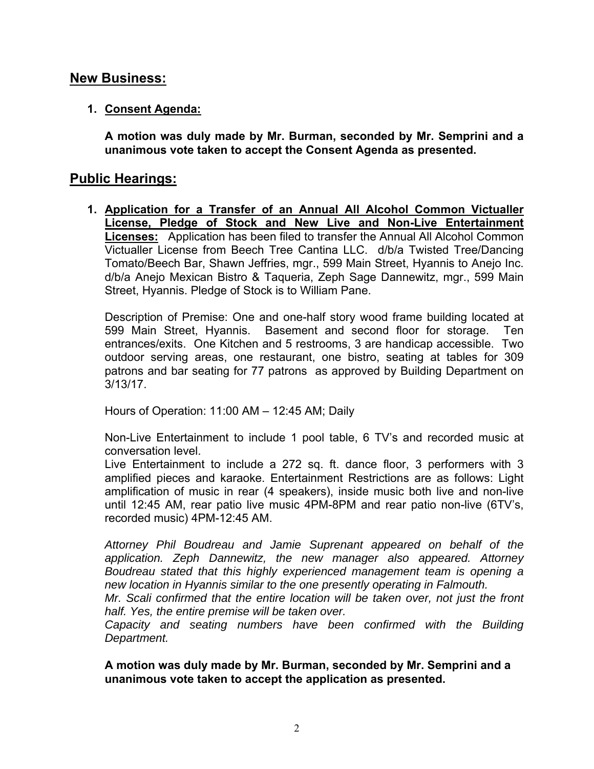## New Business:

1. **Consent Agenda:**

   **A motion was duly made by Mr. Burman, seconded by Mr. Semprini and a unanimous vote taken to accept the Consent Agenda as presented.**

## Public Hearings:

1. **Application for a Transfer of an Annual All Alcohol Common Victualler License, Pledge of Stock and New Live and Non-Live Entertainment Licenses:** Application has been filed to transfer the Annual All Alcohol Common Victualler License from Beech Tree Cantina LLC. d/b/a Twisted Tree/Dancing Tomato/Beech Bar, Shawn Jeffries, mgr., 599 Main Street, Hyannis to Anejo Inc. d/b/a Anejo Mexican Bistro & Taqueria, Zeph Sage Dannewitz, mgr., 599 Main Street, Hyannis. Pledge of Stock is to William Pane.

   Description of Premise: One and one-half story wood frame building located at 599 Main Street, Hyannis. Basement and second floor for storage. Ten entrances/exits. One Kitchen and 5 restrooms, 3 are handicap accessible. Two outdoor serving areas, one restaurant, one bistro, seating at tables for 309 patrons and bar seating for 77 patrons as approved by Building Department on 3/13/17.

   Hours of Operation: 11:00 AM – 12:45 AM; Daily

   Non-Live Entertainment to include 1 pool table, 6 TV's and recorded music at conversation level.
   Live Entertainment to include a 272 sq. ft. dance floor, 3 performers with 3 amplified pieces and karaoke. Entertainment Restrictions are as follows: Light amplification of music in rear (4 speakers), inside music both live and non-live until 12:45 AM, rear patio live music 4PM-8PM and rear patio non-live (6TV's, recorded music) 4PM-12:45 AM.

   *Attorney Phil Boudreau and Jamie Suprenant appeared on behalf of the application. Zeph Dannewitz, the new manager also appeared. Attorney Boudreau stated that this highly experienced management team is opening a new location in Hyannis similar to the one presently operating in Falmouth.*
   *Mr. Scali confirmed that the entire location will be taken over, not just the front half. Yes, the entire premise will be taken over.*
   *Capacity and seating numbers have been confirmed with the Building Department.*

   **A motion was duly made by Mr. Burman, seconded by Mr. Semprini and a unanimous vote taken to accept the application as presented.**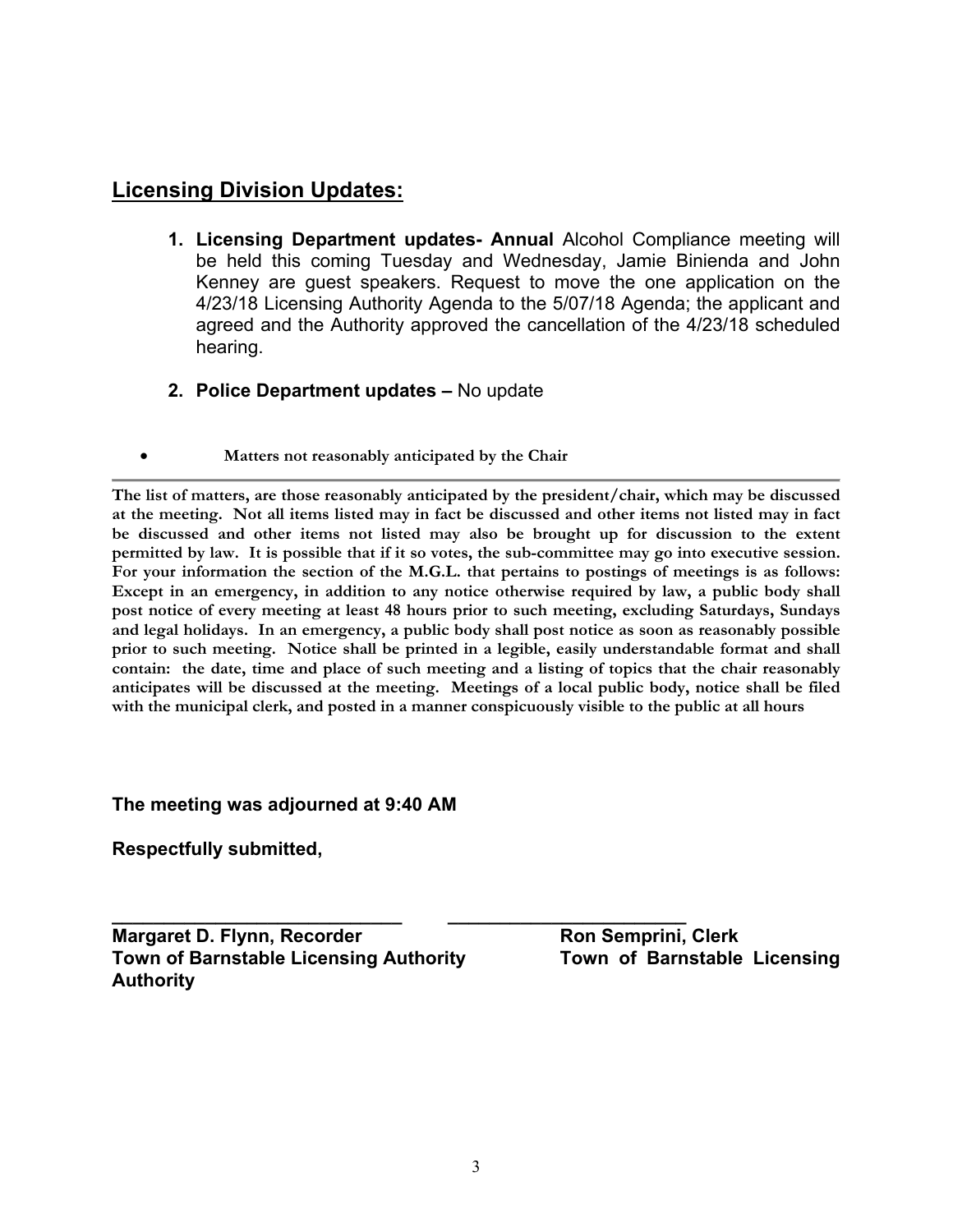## Licensing Division Updates:

1. **Licensing Department updates- Annual** Alcohol Compliance meeting will be held this coming Tuesday and Wednesday, Jamie Binienda and John Kenney are guest speakers. Request to move the one application on the 4/23/18 Licensing Authority Agenda to the 5/07/18 Agenda; the applicant and agreed and the Authority approved the cancellation of the 4/23/18 scheduled hearing.

2. **Police Department updates –** No update

- **Matters not reasonably anticipated by the Chair**

---

**The list of matters, are those reasonably anticipated by the president/chair, which may be discussed at the meeting. Not all items listed may in fact be discussed and other items not listed may in fact be discussed and other items not listed may also be brought up for discussion to the extent permitted by law. It is possible that if it so votes, the sub-committee may go into executive session. For your information the section of the M.G.L. that pertains to postings of meetings is as follows: Except in an emergency, in addition to any notice otherwise required by law, a public body shall post notice of every meeting at least 48 hours prior to such meeting, excluding Saturdays, Sundays and legal holidays. In an emergency, a public body shall post notice as soon as reasonably possible prior to such meeting. Notice shall be printed in a legible, easily understandable format and shall contain: the date, time and place of such meeting and a listing of topics that the chair reasonably anticipates will be discussed at the meeting. Meetings of a local public body, notice shall be filed with the municipal clerk, and posted in a manner conspicuously visible to the public at all hours**

**The meeting was adjourned at 9:40 AM**

**Respectfully submitted,**

\_\_\_\_\_\_\_\_\_\_\_\_\_\_\_\_\_\_\_\_\_\_\_\_\_\_\_\_ \_\_\_\_\_\_\_\_\_\_\_\_\_\_\_\_\_\_\_\_\_\_\_\_

**Margaret D. Flynn, Recorder**
**Town of Barnstable Licensing Authority**

**Ron Semprini, Clerk**
**Town of Barnstable Licensing Authority**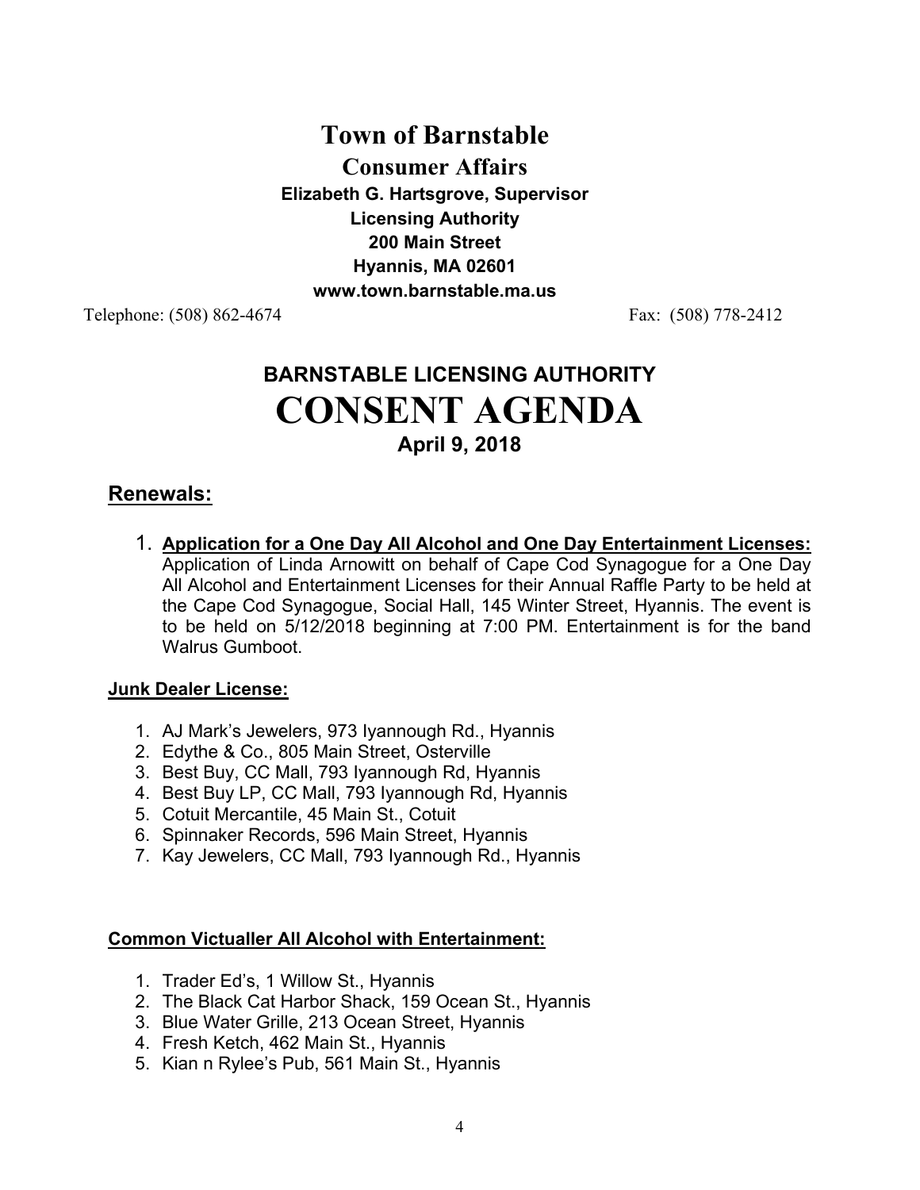# Town of Barnstable

## Consumer Affairs

**Elizabeth G. Hartsgrove, Supervisor**
**Licensing Authority**
**200 Main Street**
**Hyannis, MA 02601**
**www.town.barnstable.ma.us**

Telephone: (508) 862-4674 Fax: (508) 778-2412

# BARNSTABLE LICENSING AUTHORITY

# CONSENT AGENDA

**April 9, 2018**

## Renewals:

1. **Application for a One Day All Alcohol and One Day Entertainment Licenses:** Application of Linda Arnowitt on behalf of Cape Cod Synagogue for a One Day All Alcohol and Entertainment Licenses for their Annual Raffle Party to be held at the Cape Cod Synagogue, Social Hall, 145 Winter Street, Hyannis. The event is to be held on 5/12/2018 beginning at 7:00 PM. Entertainment is for the band Walrus Gumboot.

**Junk Dealer License:**

1. AJ Mark's Jewelers, 973 Iyannough Rd., Hyannis
2. Edythe & Co., 805 Main Street, Osterville
3. Best Buy, CC Mall, 793 Iyannough Rd, Hyannis
4. Best Buy LP, CC Mall, 793 Iyannough Rd, Hyannis
5. Cotuit Mercantile, 45 Main St., Cotuit
6. Spinnaker Records, 596 Main Street, Hyannis
7. Kay Jewelers, CC Mall, 793 Iyannough Rd., Hyannis

**Common Victualler All Alcohol with Entertainment:**

1. Trader Ed's, 1 Willow St., Hyannis
2. The Black Cat Harbor Shack, 159 Ocean St., Hyannis
3. Blue Water Grille, 213 Ocean Street, Hyannis
4. Fresh Ketch, 462 Main St., Hyannis
5. Kian n Rylee's Pub, 561 Main St., Hyannis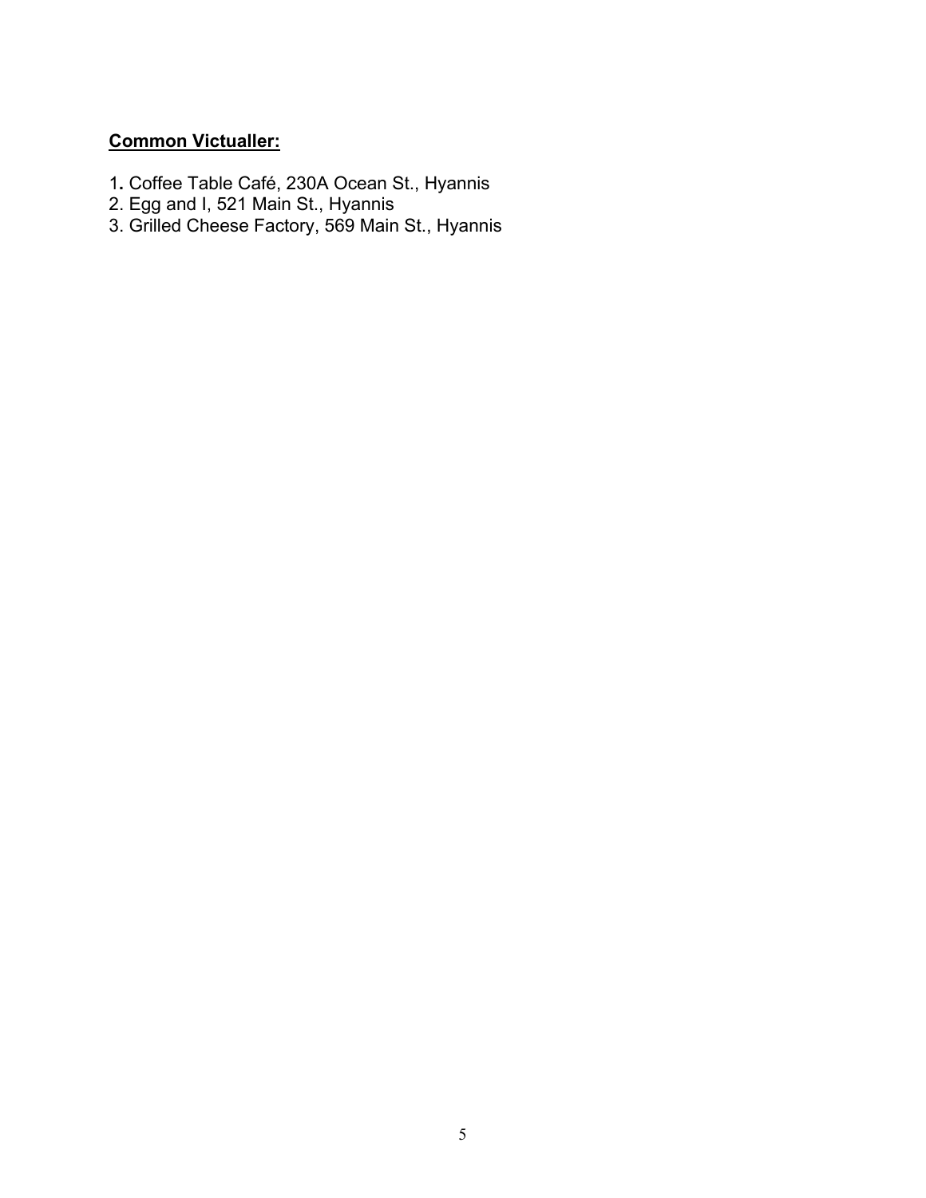**Common Victualler:**

1. Coffee Table Café, 230A Ocean St., Hyannis
2. Egg and I, 521 Main St., Hyannis
3. Grilled Cheese Factory, 569 Main St., Hyannis